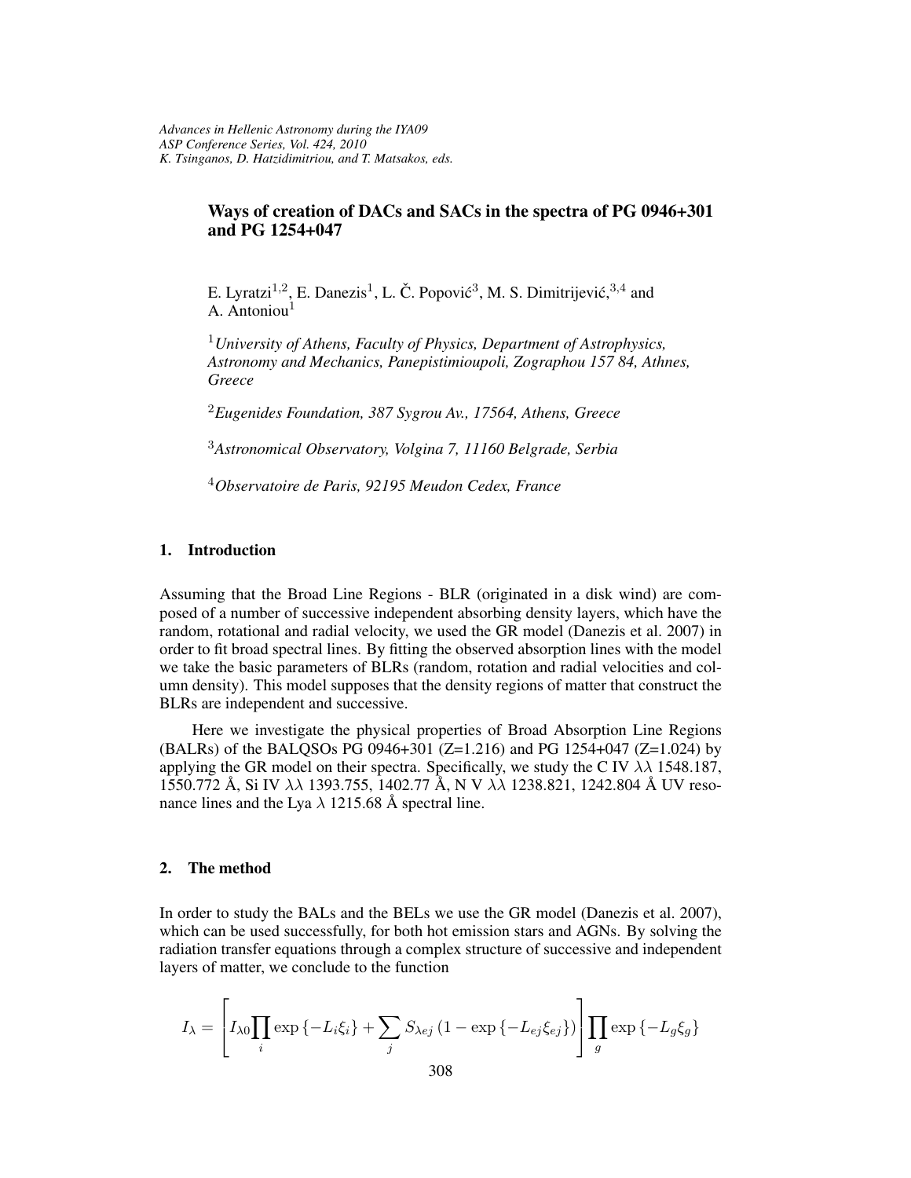# Ways of creation of DACs and SACs in the spectra of PG 0946+301 and PG 1254+047

E. Lyratzi[1,2], E. Danezis[1], L. Č. Popović[3], M. S. Dimitrijević,[3,4] and A. Antoniou[1]

[1] *University of Athens, Faculty of Physics, Department of Astrophysics, Astronomy and Mechanics, Panepistimioupoli, Zographou 157 84, Athnes, Greece*

[2] *Eugenides Foundation, 387 Sygrou Av., 17564, Athens, Greece*

[3] *Astronomical Observatory, Volgina 7, 11160 Belgrade, Serbia*

[4] *Observatoire de Paris, 92195 Meudon Cedex, France*

## 1. Introduction

Assuming that the Broad Line Regions - BLR (originated in a disk wind) are composed of a number of successive independent absorbing density layers, which have the random, rotational and radial velocity, we used the GR model (Danezis et al. 2007) in order to fit broad spectral lines. By fitting the observed absorption lines with the model we take the basic parameters of BLRs (random, rotation and radial velocities and column density). This model supposes that the density regions of matter that construct the BLRs are independent and successive.

Here we investigate the physical properties of Broad Absorption Line Regions (BALRs) of the BALQSOs PG 0946+301 (Z=1.216) and PG 1254+047 (Z=1.024) by applying the GR model on their spectra. Specifically, we study the C IV $\lambda\lambda$ 1548.187, 1550.772 Å, Si IV $\lambda\lambda$ 1393.755, 1402.77 Å, N V $\lambda\lambda$ 1238.821, 1242.804 Å UV resonance lines and the Lya $\lambda$ 1215.68 Å spectral line.

## 2. The method

In order to study the BALs and the BELs we use the GR model (Danezis et al. 2007), which can be used successfully, for both hot emission stars and AGNs. By solving the radiation transfer equations through a complex structure of successive and independent layers of matter, we conclude to the function

$$I_{\lambda} = \left[ I_{\lambda 0} \prod_{i} \exp\left\{-L_i \xi_i\right\} + \sum_{j} S_{\lambda ej} \left(1 - \exp\left\{-L_{ej} \xi_{ej}\right\}\right) \right] \prod_{g} \exp\left\{-L_g \xi_g\right\}$$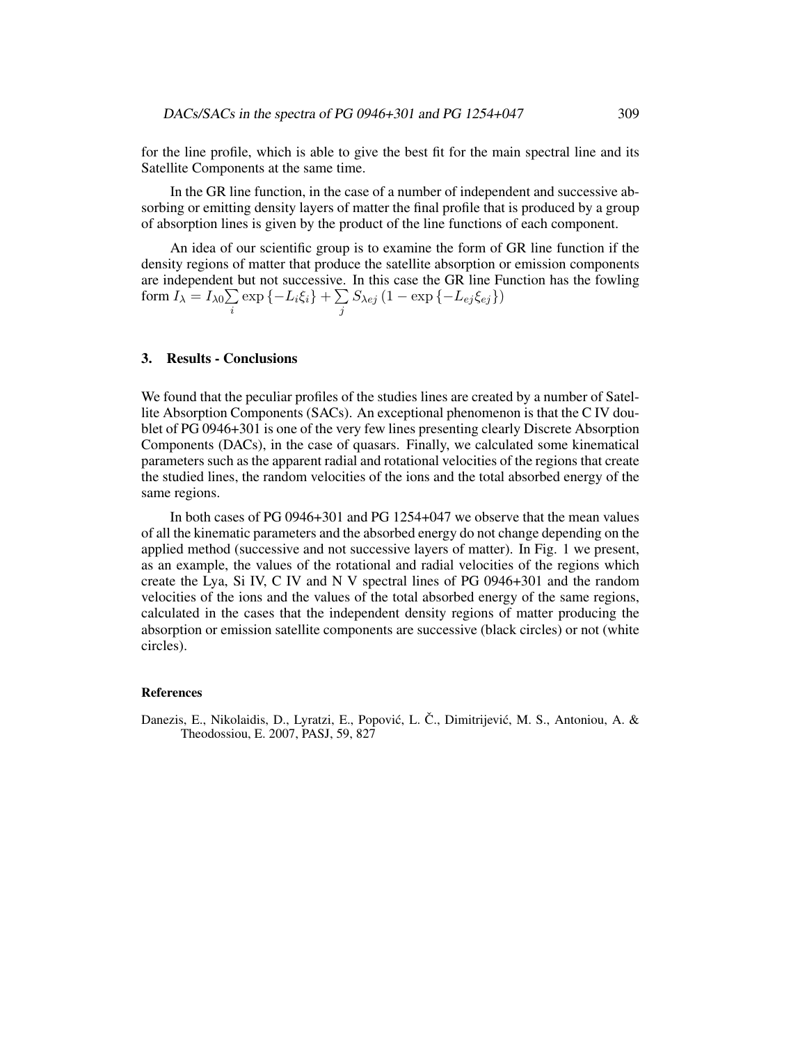for the line profile, which is able to give the best fit for the main spectral line and its Satellite Components at the same time.

In the GR line function, in the case of a number of independent and successive absorbing or emitting density layers of matter the final profile that is produced by a group of absorption lines is given by the product of the line functions of each component.

An idea of our scientific group is to examine the form of GR line function if the density regions of matter that produce the satellite absorption or emission components are independent but not successive. In this case the GR line Function has the fowling form $I_{\lambda} = I_{\lambda 0} \sum_{i} \exp\{-L_i \xi_i\} + \sum_{j} S_{\lambda ej} \left(1 - \exp\{-L_{ej} \xi_{ej}\}\right)$

## 3. Results - Conclusions

We found that the peculiar profiles of the studies lines are created by a number of Satellite Absorption Components (SACs). An exceptional phenomenon is that the C IV doublet of PG 0946+301 is one of the very few lines presenting clearly Discrete Absorption Components (DACs), in the case of quasars. Finally, we calculated some kinematical parameters such as the apparent radial and rotational velocities of the regions that create the studied lines, the random velocities of the ions and the total absorbed energy of the same regions.

In both cases of PG 0946+301 and PG 1254+047 we observe that the mean values of all the kinematic parameters and the absorbed energy do not change depending on the applied method (successive and not successive layers of matter). In Fig. 1 we present, as an example, the values of the rotational and radial velocities of the regions which create the Lya, Si IV, C IV and N V spectral lines of PG 0946+301 and the random velocities of the ions and the values of the total absorbed energy of the same regions, calculated in the cases that the independent density regions of matter producing the absorption or emission satellite components are successive (black circles) or not (white circles).

### References

Danezis, E., Nikolaidis, D., Lyratzi, E., Popović, L. Č., Dimitrijević, M. S., Antoniou, A. & Theodossiou, E. 2007, PASJ, 59, 827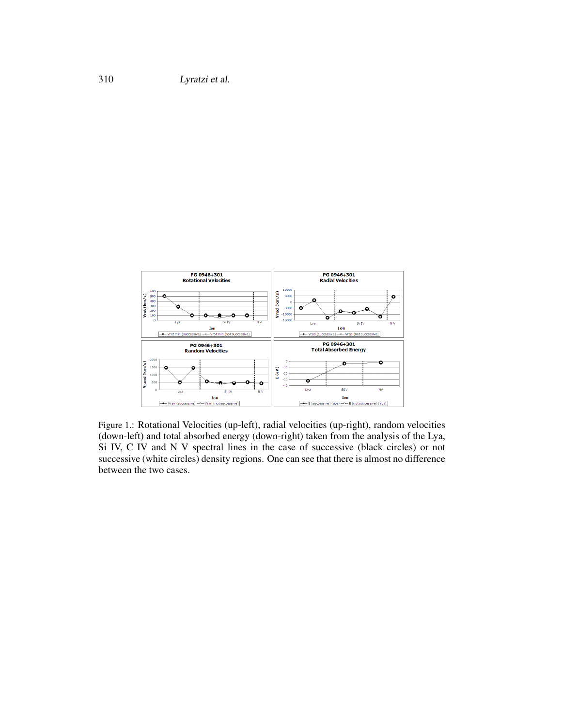PG 0946+301
Rotational Velocities

Vrot (km/s)

600
500
400
300
200
100
0

Lya
Si IV
N V

Ion

Vrot min (successive) Vrot min (not successive)

PG 0946+301
Radial Velocities

Vrad (km/s)

10000
5000
0
-5000
-10000
-15000

Lya
Si IV
N V

Ion

Vrad (successive) Vrad (not successive)

PG 0946+301
Random Velocities

Vrand (km/s)

2000
1500
1000
500
0

Lya
Si IV
N V

Ion

Vran (successive) Vran (not successive)

PG 0946+301
Total Absorbed Energy

E (eV)

0
-10
-20
-30
-40

Lya
SiIV
NV

Ion

E (successive) (abs) E (not successive) (abs)

Figure 1.: Rotational Velocities (up-left), radial velocities (up-right), random velocities (down-left) and total absorbed energy (down-right) taken from the analysis of the Lya, Si IV, C IV and N V spectral lines in the case of successive (black circles) or not successive (white circles) density regions. One can see that there is almost no difference between the two cases.